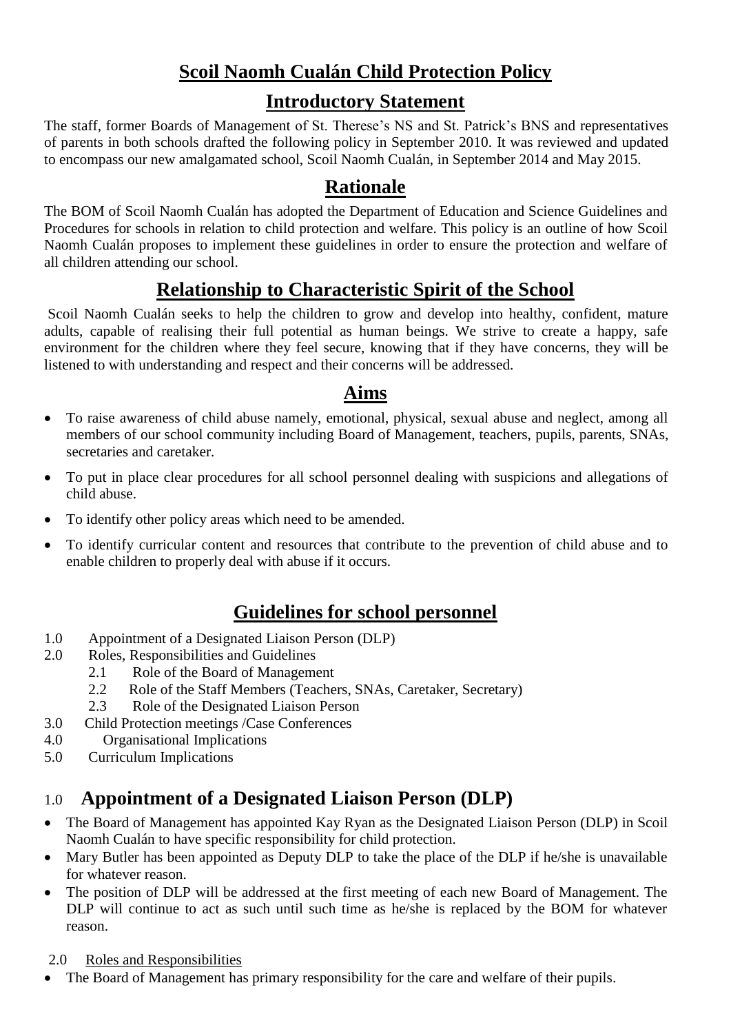# Scoil Naomh Cualán Child Protection Policy

## Introductory Statement

The staff, former Boards of Management of St. Therese's NS and St. Patrick's BNS and representatives of parents in both schools drafted the following policy in September 2010. It was reviewed and updated to encompass our new amalgamated school, Scoil Naomh Cualán, in September 2014 and May 2015.

## Rationale

The BOM of Scoil Naomh Cualán has adopted the Department of Education and Science Guidelines and Procedures for schools in relation to child protection and welfare. This policy is an outline of how Scoil Naomh Cualán proposes to implement these guidelines in order to ensure the protection and welfare of all children attending our school.

## Relationship to Characteristic Spirit of the School

Scoil Naomh Cualán seeks to help the children to grow and develop into healthy, confident, mature adults, capable of realising their full potential as human beings. We strive to create a happy, safe environment for the children where they feel secure, knowing that if they have concerns, they will be listened to with understanding and respect and their concerns will be addressed.

## Aims

- To raise awareness of child abuse namely, emotional, physical, sexual abuse and neglect, among all members of our school community including Board of Management, teachers, pupils, parents, SNAs, secretaries and caretaker.
- To put in place clear procedures for all school personnel dealing with suspicions and allegations of child abuse.
- To identify other policy areas which need to be amended.
- To identify curricular content and resources that contribute to the prevention of child abuse and to enable children to properly deal with abuse if it occurs.

## Guidelines for school personnel

1.0 Appointment of a Designated Liaison Person (DLP)
2.0 Roles, Responsibilities and Guidelines
   - 2.1 Role of the Board of Management
   - 2.2 Role of the Staff Members (Teachers, SNAs, Caretaker, Secretary)
   - 2.3 Role of the Designated Liaison Person

3.0 Child Protection meetings /Case Conferences
4.0 Organisational Implications
5.0 Curriculum Implications

## 1.0 Appointment of a Designated Liaison Person (DLP)

- The Board of Management has appointed Kay Ryan as the Designated Liaison Person (DLP) in Scoil Naomh Cualán to have specific responsibility for child protection.
- Mary Butler has been appointed as Deputy DLP to take the place of the DLP if he/she is unavailable for whatever reason.
- The position of DLP will be addressed at the first meeting of each new Board of Management. The DLP will continue to act as such until such time as he/she is replaced by the BOM for whatever reason.

2.0 <u>Roles and Responsibilities</u>

- The Board of Management has primary responsibility for the care and welfare of their pupils.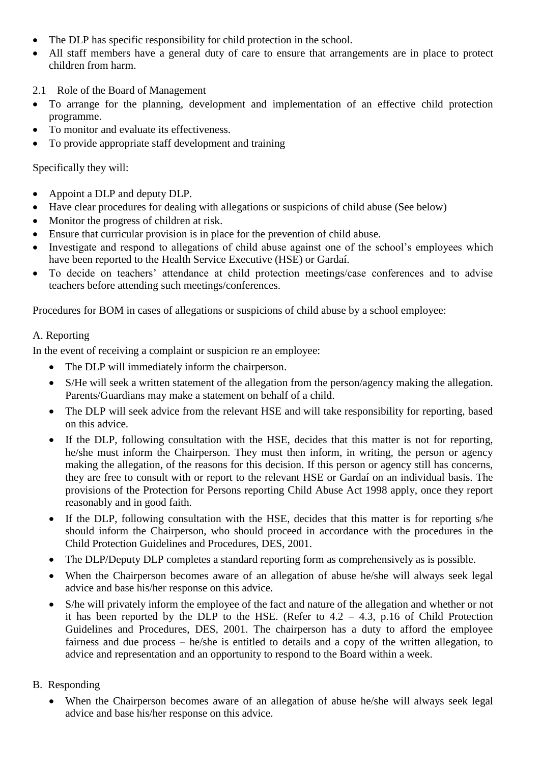- The DLP has specific responsibility for child protection in the school.
- All staff members have a general duty of care to ensure that arrangements are in place to protect children from harm.

2.1 Role of the Board of Management

- To arrange for the planning, development and implementation of an effective child protection programme.
- To monitor and evaluate its effectiveness.
- To provide appropriate staff development and training

Specifically they will:

- Appoint a DLP and deputy DLP.
- Have clear procedures for dealing with allegations or suspicions of child abuse (See below)
- Monitor the progress of children at risk.
- Ensure that curricular provision is in place for the prevention of child abuse.
- Investigate and respond to allegations of child abuse against one of the school's employees which have been reported to the Health Service Executive (HSE) or Gardaí.
- To decide on teachers' attendance at child protection meetings/case conferences and to advise teachers before attending such meetings/conferences.

Procedures for BOM in cases of allegations or suspicions of child abuse by a school employee:

A. Reporting

In the event of receiving a complaint or suspicion re an employee:

- The DLP will immediately inform the chairperson.
- S/He will seek a written statement of the allegation from the person/agency making the allegation. Parents/Guardians may make a statement on behalf of a child.
- The DLP will seek advice from the relevant HSE and will take responsibility for reporting, based on this advice.
- If the DLP, following consultation with the HSE, decides that this matter is not for reporting, he/she must inform the Chairperson. They must then inform, in writing, the person or agency making the allegation, of the reasons for this decision. If this person or agency still has concerns, they are free to consult with or report to the relevant HSE or Gardaí on an individual basis. The provisions of the Protection for Persons reporting Child Abuse Act 1998 apply, once they report reasonably and in good faith.
- If the DLP, following consultation with the HSE, decides that this matter is for reporting s/he should inform the Chairperson, who should proceed in accordance with the procedures in the Child Protection Guidelines and Procedures, DES, 2001.
- The DLP/Deputy DLP completes a standard reporting form as comprehensively as is possible.
- When the Chairperson becomes aware of an allegation of abuse he/she will always seek legal advice and base his/her response on this advice.
- S/he will privately inform the employee of the fact and nature of the allegation and whether or not it has been reported by the DLP to the HSE. (Refer to 4.2 – 4.3, p.16 of Child Protection Guidelines and Procedures, DES, 2001. The chairperson has a duty to afford the employee fairness and due process – he/she is entitled to details and a copy of the written allegation, to advice and representation and an opportunity to respond to the Board within a week.

B. Responding

- When the Chairperson becomes aware of an allegation of abuse he/she will always seek legal advice and base his/her response on this advice.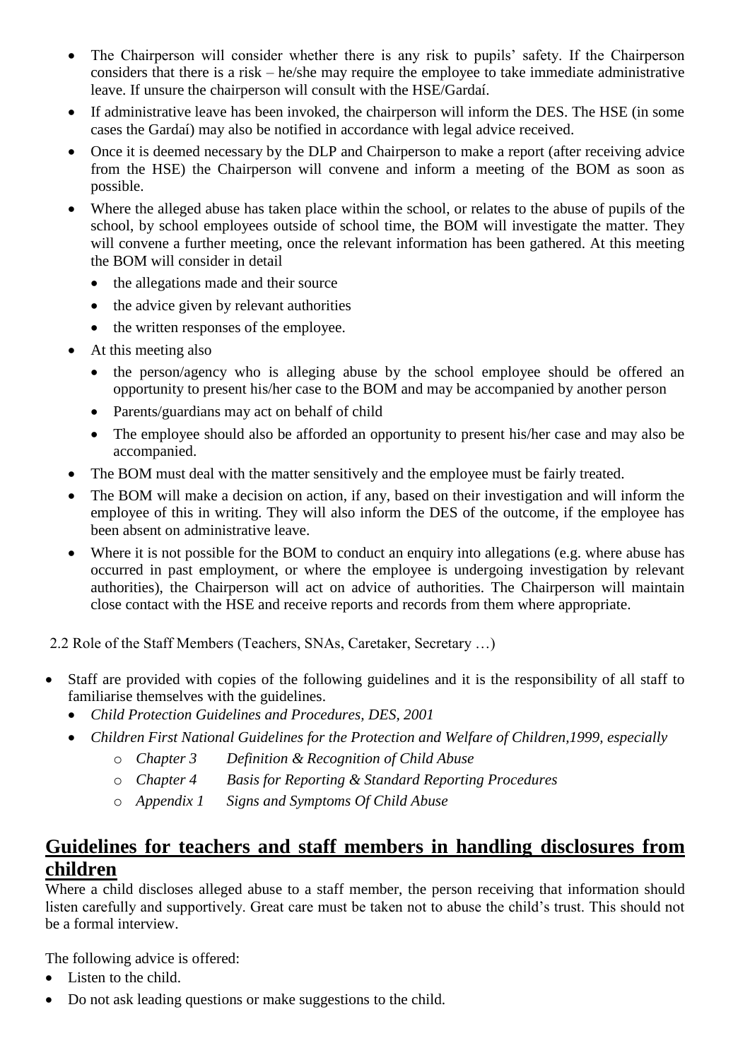- The Chairperson will consider whether there is any risk to pupils' safety. If the Chairperson considers that there is a risk – he/she may require the employee to take immediate administrative leave. If unsure the chairperson will consult with the HSE/Gardaí.
- If administrative leave has been invoked, the chairperson will inform the DES. The HSE (in some cases the Gardaí) may also be notified in accordance with legal advice received.
- Once it is deemed necessary by the DLP and Chairperson to make a report (after receiving advice from the HSE) the Chairperson will convene and inform a meeting of the BOM as soon as possible.
- Where the alleged abuse has taken place within the school, or relates to the abuse of pupils of the school, by school employees outside of school time, the BOM will investigate the matter. They will convene a further meeting, once the relevant information has been gathered. At this meeting the BOM will consider in detail
  - the allegations made and their source
  - the advice given by relevant authorities
  - the written responses of the employee.
- At this meeting also
  - the person/agency who is alleging abuse by the school employee should be offered an opportunity to present his/her case to the BOM and may be accompanied by another person
  - Parents/guardians may act on behalf of child
  - The employee should also be afforded an opportunity to present his/her case and may also be accompanied.
- The BOM must deal with the matter sensitively and the employee must be fairly treated.
- The BOM will make a decision on action, if any, based on their investigation and will inform the employee of this in writing. They will also inform the DES of the outcome, if the employee has been absent on administrative leave.
- Where it is not possible for the BOM to conduct an enquiry into allegations (e.g. where abuse has occurred in past employment, or where the employee is undergoing investigation by relevant authorities), the Chairperson will act on advice of authorities. The Chairperson will maintain close contact with the HSE and receive reports and records from them where appropriate.

2.2 Role of the Staff Members (Teachers, SNAs, Caretaker, Secretary …)

- Staff are provided with copies of the following guidelines and it is the responsibility of all staff to familiarise themselves with the guidelines.
  - *Child Protection Guidelines and Procedures, DES, 2001*
  - *Children First National Guidelines for the Protection and Welfare of Children,1999, especially*
    - *Chapter 3 Definition & Recognition of Child Abuse*
    - *Chapter 4 Basis for Reporting & Standard Reporting Procedures*
    - *Appendix 1 Signs and Symptoms Of Child Abuse*

## **Guidelines for teachers and staff members in handling disclosures from children**

Where a child discloses alleged abuse to a staff member, the person receiving that information should listen carefully and supportively. Great care must be taken not to abuse the child's trust. This should not be a formal interview.

The following advice is offered:

- Listen to the child.
- Do not ask leading questions or make suggestions to the child.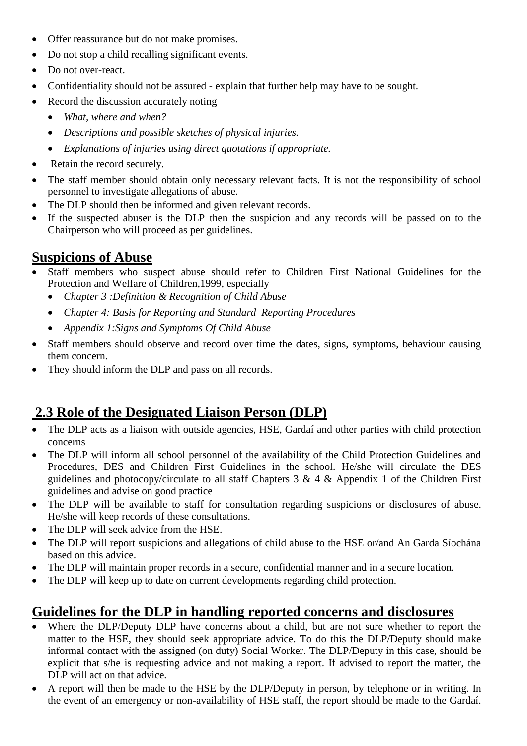- Offer reassurance but do not make promises.
- Do not stop a child recalling significant events.
- Do not over-react.
- Confidentiality should not be assured - explain that further help may have to be sought.
- Record the discussion accurately noting
  - *What, where and when?*
  - *Descriptions and possible sketches of physical injuries.*
  - *Explanations of injuries using direct quotations if appropriate.*
- Retain the record securely.
- The staff member should obtain only necessary relevant facts. It is not the responsibility of school personnel to investigate allegations of abuse.
- The DLP should then be informed and given relevant records.
- If the suspected abuser is the DLP then the suspicion and any records will be passed on to the Chairperson who will proceed as per guidelines.

## Suspicions of Abuse

- Staff members who suspect abuse should refer to Children First National Guidelines for the Protection and Welfare of Children,1999, especially
  - *Chapter 3 :Definition & Recognition of Child Abuse*
  - *Chapter 4: Basis for Reporting and Standard Reporting Procedures*
  - *Appendix 1:Signs and Symptoms Of Child Abuse*
- Staff members should observe and record over time the dates, signs, symptoms, behaviour causing them concern.
- They should inform the DLP and pass on all records.

## 2.3 Role of the Designated Liaison Person (DLP)

- The DLP acts as a liaison with outside agencies, HSE, Gardaí and other parties with child protection concerns
- The DLP will inform all school personnel of the availability of the Child Protection Guidelines and Procedures, DES and Children First Guidelines in the school. He/she will circulate the DES guidelines and photocopy/circulate to all staff Chapters 3 & 4 & Appendix 1 of the Children First guidelines and advise on good practice
- The DLP will be available to staff for consultation regarding suspicions or disclosures of abuse. He/she will keep records of these consultations.
- The DLP will seek advice from the HSE.
- The DLP will report suspicions and allegations of child abuse to the HSE or/and An Garda Síochána based on this advice.
- The DLP will maintain proper records in a secure, confidential manner and in a secure location.
- The DLP will keep up to date on current developments regarding child protection.

## Guidelines for the DLP in handling reported concerns and disclosures

- Where the DLP/Deputy DLP have concerns about a child, but are not sure whether to report the matter to the HSE, they should seek appropriate advice. To do this the DLP/Deputy should make informal contact with the assigned (on duty) Social Worker. The DLP/Deputy in this case, should be explicit that s/he is requesting advice and not making a report. If advised to report the matter, the DLP will act on that advice.
- A report will then be made to the HSE by the DLP/Deputy in person, by telephone or in writing. In the event of an emergency or non-availability of HSE staff, the report should be made to the Gardaí.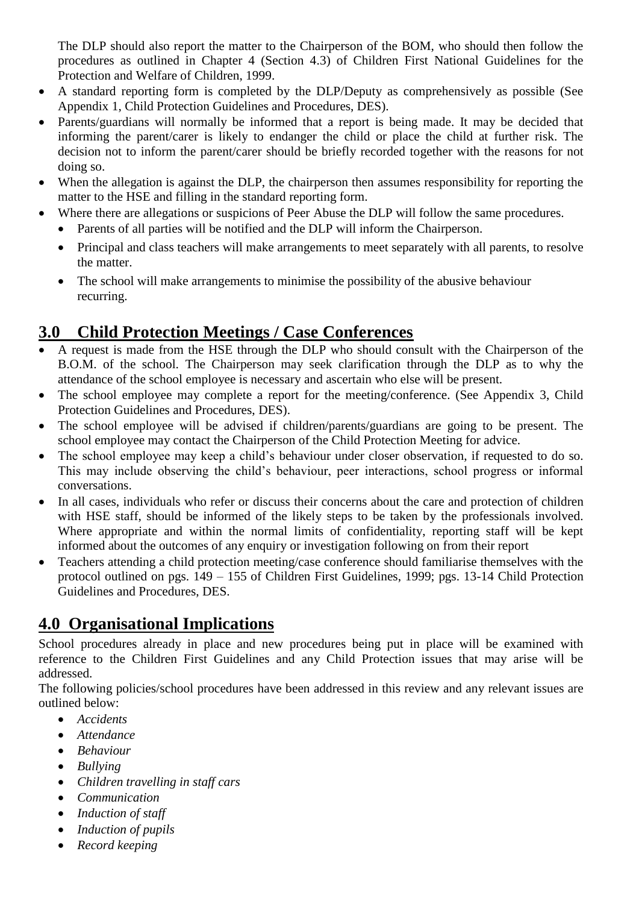The DLP should also report the matter to the Chairperson of the BOM, who should then follow the procedures as outlined in Chapter 4 (Section 4.3) of Children First National Guidelines for the Protection and Welfare of Children, 1999.

- A standard reporting form is completed by the DLP/Deputy as comprehensively as possible (See Appendix 1, Child Protection Guidelines and Procedures, DES).
- Parents/guardians will normally be informed that a report is being made. It may be decided that informing the parent/carer is likely to endanger the child or place the child at further risk. The decision not to inform the parent/carer should be briefly recorded together with the reasons for not doing so.
- When the allegation is against the DLP, the chairperson then assumes responsibility for reporting the matter to the HSE and filling in the standard reporting form.
- Where there are allegations or suspicions of Peer Abuse the DLP will follow the same procedures.
  - Parents of all parties will be notified and the DLP will inform the Chairperson.
  - Principal and class teachers will make arrangements to meet separately with all parents, to resolve the matter.
  - The school will make arrangements to minimise the possibility of the abusive behaviour recurring.

## 3.0 Child Protection Meetings / Case Conferences

- A request is made from the HSE through the DLP who should consult with the Chairperson of the B.O.M. of the school. The Chairperson may seek clarification through the DLP as to why the attendance of the school employee is necessary and ascertain who else will be present.
- The school employee may complete a report for the meeting/conference. (See Appendix 3, Child Protection Guidelines and Procedures, DES).
- The school employee will be advised if children/parents/guardians are going to be present. The school employee may contact the Chairperson of the Child Protection Meeting for advice.
- The school employee may keep a child's behaviour under closer observation, if requested to do so. This may include observing the child's behaviour, peer interactions, school progress or informal conversations.
- In all cases, individuals who refer or discuss their concerns about the care and protection of children with HSE staff, should be informed of the likely steps to be taken by the professionals involved. Where appropriate and within the normal limits of confidentiality, reporting staff will be kept informed about the outcomes of any enquiry or investigation following on from their report
- Teachers attending a child protection meeting/case conference should familiarise themselves with the protocol outlined on pgs. 149 – 155 of Children First Guidelines, 1999; pgs. 13-14 Child Protection Guidelines and Procedures, DES.

## 4.0 Organisational Implications

School procedures already in place and new procedures being put in place will be examined with reference to the Children First Guidelines and any Child Protection issues that may arise will be addressed.

The following policies/school procedures have been addressed in this review and any relevant issues are outlined below:

- *Accidents*
- *Attendance*
- *Behaviour*
- *Bullying*
- *Children travelling in staff cars*
- *Communication*
- *Induction of staff*
- *Induction of pupils*
- *Record keeping*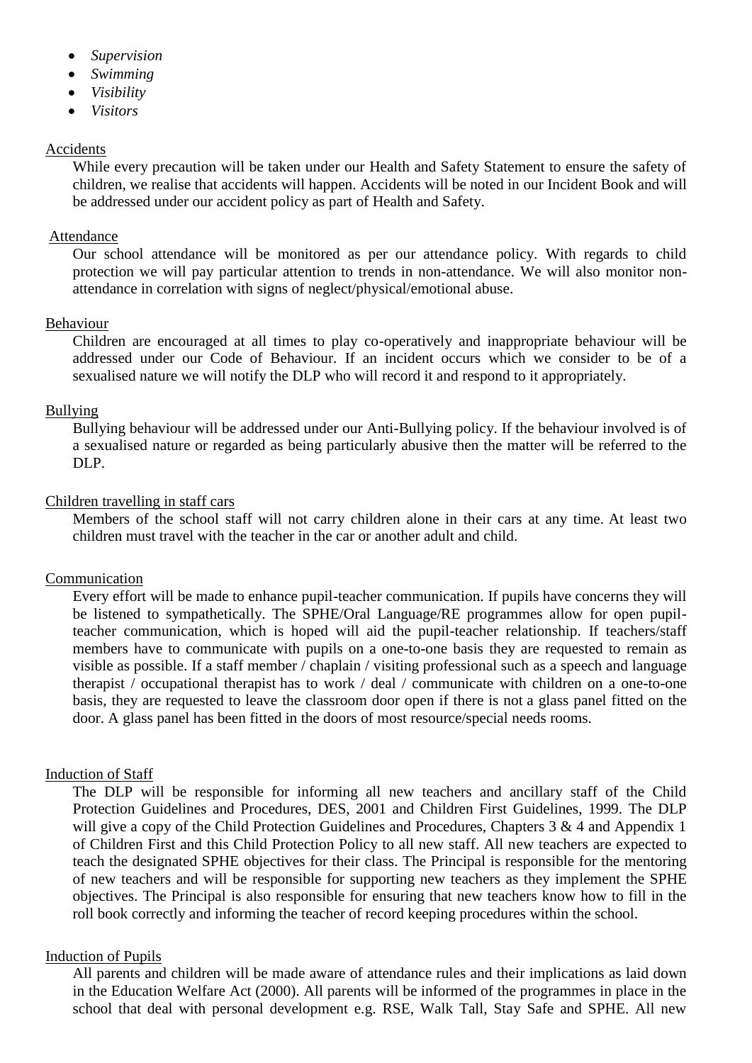- *Supervision*
- *Swimming*
- *Visibility*
- *Visitors*

Accidents

While every precaution will be taken under our Health and Safety Statement to ensure the safety of children, we realise that accidents will happen. Accidents will be noted in our Incident Book and will be addressed under our accident policy as part of Health and Safety.

Attendance

Our school attendance will be monitored as per our attendance policy. With regards to child protection we will pay particular attention to trends in non-attendance. We will also monitor non-attendance in correlation with signs of neglect/physical/emotional abuse.

Behaviour

Children are encouraged at all times to play co-operatively and inappropriate behaviour will be addressed under our Code of Behaviour. If an incident occurs which we consider to be of a sexualised nature we will notify the DLP who will record it and respond to it appropriately.

Bullying

Bullying behaviour will be addressed under our Anti-Bullying policy. If the behaviour involved is of a sexualised nature or regarded as being particularly abusive then the matter will be referred to the DLP.

Children travelling in staff cars

Members of the school staff will not carry children alone in their cars at any time. At least two children must travel with the teacher in the car or another adult and child.

Communication

Every effort will be made to enhance pupil-teacher communication. If pupils have concerns they will be listened to sympathetically. The SPHE/Oral Language/RE programmes allow for open pupil-teacher communication, which is hoped will aid the pupil-teacher relationship. If teachers/staff members have to communicate with pupils on a one-to-one basis they are requested to remain as visible as possible. If a staff member / chaplain / visiting professional such as a speech and language therapist / occupational therapist has to work / deal / communicate with children on a one-to-one basis, they are requested to leave the classroom door open if there is not a glass panel fitted on the door. A glass panel has been fitted in the doors of most resource/special needs rooms.

Induction of Staff

The DLP will be responsible for informing all new teachers and ancillary staff of the Child Protection Guidelines and Procedures, DES, 2001 and Children First Guidelines, 1999. The DLP will give a copy of the Child Protection Guidelines and Procedures, Chapters 3 & 4 and Appendix 1 of Children First and this Child Protection Policy to all new staff. All new teachers are expected to teach the designated SPHE objectives for their class. The Principal is responsible for the mentoring of new teachers and will be responsible for supporting new teachers as they implement the SPHE objectives. The Principal is also responsible for ensuring that new teachers know how to fill in the roll book correctly and informing the teacher of record keeping procedures within the school.

Induction of Pupils

All parents and children will be made aware of attendance rules and their implications as laid down in the Education Welfare Act (2000). All parents will be informed of the programmes in place in the school that deal with personal development e.g. RSE, Walk Tall, Stay Safe and SPHE. All new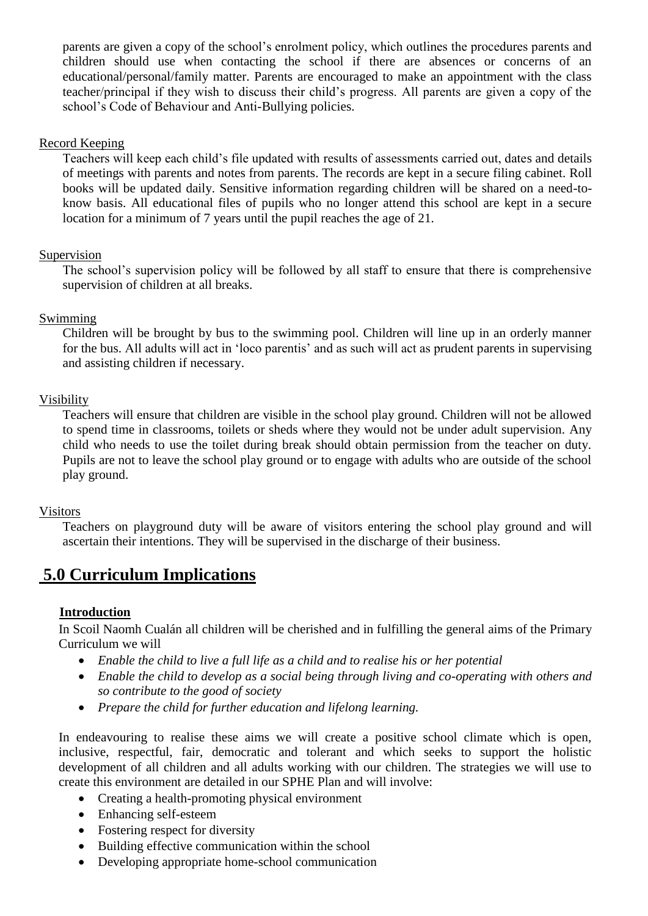parents are given a copy of the school's enrolment policy, which outlines the procedures parents and children should use when contacting the school if there are absences or concerns of an educational/personal/family matter. Parents are encouraged to make an appointment with the class teacher/principal if they wish to discuss their child's progress. All parents are given a copy of the school's Code of Behaviour and Anti-Bullying policies.

Record Keeping

Teachers will keep each child's file updated with results of assessments carried out, dates and details of meetings with parents and notes from parents. The records are kept in a secure filing cabinet. Roll books will be updated daily. Sensitive information regarding children will be shared on a need-to-know basis. All educational files of pupils who no longer attend this school are kept in a secure location for a minimum of 7 years until the pupil reaches the age of 21.

Supervision

The school's supervision policy will be followed by all staff to ensure that there is comprehensive supervision of children at all breaks.

Swimming

Children will be brought by bus to the swimming pool. Children will line up in an orderly manner for the bus. All adults will act in 'loco parentis' and as such will act as prudent parents in supervising and assisting children if necessary.

Visibility

Teachers will ensure that children are visible in the school play ground. Children will not be allowed to spend time in classrooms, toilets or sheds where they would not be under adult supervision. Any child who needs to use the toilet during break should obtain permission from the teacher on duty. Pupils are not to leave the school play ground or to engage with adults who are outside of the school play ground.

Visitors

Teachers on playground duty will be aware of visitors entering the school play ground and will ascertain their intentions. They will be supervised in the discharge of their business.

## 5.0 Curriculum Implications

**Introduction**

In Scoil Naomh Cualán all children will be cherished and in fulfilling the general aims of the Primary Curriculum we will

- *Enable the child to live a full life as a child and to realise his or her potential*
- *Enable the child to develop as a social being through living and co-operating with others and so contribute to the good of society*
- *Prepare the child for further education and lifelong learning.*

In endeavouring to realise these aims we will create a positive school climate which is open, inclusive, respectful, fair, democratic and tolerant and which seeks to support the holistic development of all children and all adults working with our children. The strategies we will use to create this environment are detailed in our SPHE Plan and will involve:

- Creating a health-promoting physical environment
- Enhancing self-esteem
- Fostering respect for diversity
- Building effective communication within the school
- Developing appropriate home-school communication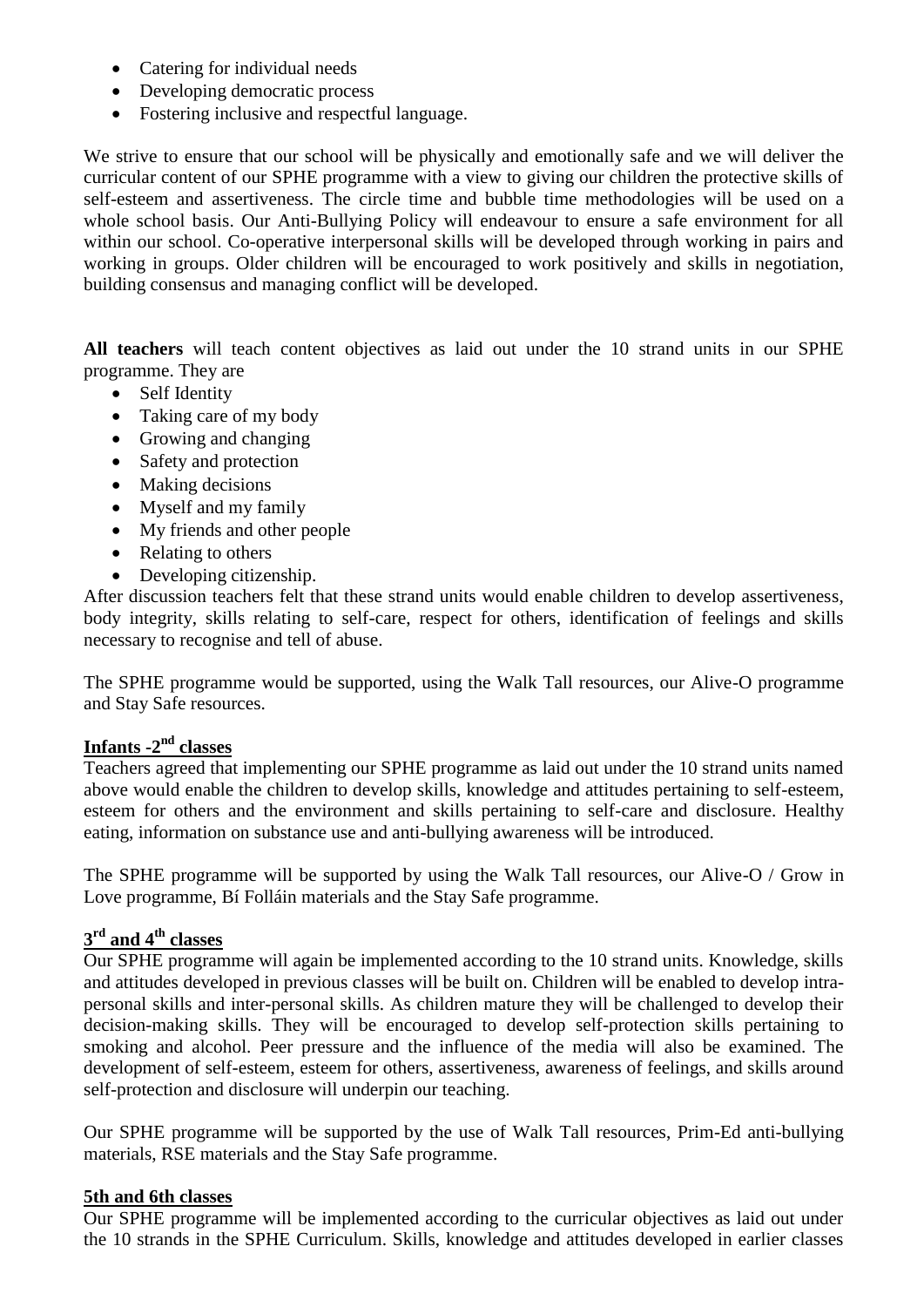- Catering for individual needs
- Developing democratic process
- Fostering inclusive and respectful language.

We strive to ensure that our school will be physically and emotionally safe and we will deliver the curricular content of our SPHE programme with a view to giving our children the protective skills of self-esteem and assertiveness. The circle time and bubble time methodologies will be used on a whole school basis. Our Anti-Bullying Policy will endeavour to ensure a safe environment for all within our school. Co-operative interpersonal skills will be developed through working in pairs and working in groups. Older children will be encouraged to work positively and skills in negotiation, building consensus and managing conflict will be developed.

**All teachers** will teach content objectives as laid out under the 10 strand units in our SPHE programme. They are

- Self Identity
- Taking care of my body
- Growing and changing
- Safety and protection
- Making decisions
- Myself and my family
- My friends and other people
- Relating to others
- Developing citizenship.

After discussion teachers felt that these strand units would enable children to develop assertiveness, body integrity, skills relating to self-care, respect for others, identification of feelings and skills necessary to recognise and tell of abuse.

The SPHE programme would be supported, using the Walk Tall resources, our Alive-O programme and Stay Safe resources.

**Infants -2nd classes**

Teachers agreed that implementing our SPHE programme as laid out under the 10 strand units named above would enable the children to develop skills, knowledge and attitudes pertaining to self-esteem, esteem for others and the environment and skills pertaining to self-care and disclosure. Healthy eating, information on substance use and anti-bullying awareness will be introduced.

The SPHE programme will be supported by using the Walk Tall resources, our Alive-O / Grow in Love programme, Bí Folláin materials and the Stay Safe programme.

**3rd and 4th classes**

Our SPHE programme will again be implemented according to the 10 strand units. Knowledge, skills and attitudes developed in previous classes will be built on. Children will be enabled to develop intra-personal skills and inter-personal skills. As children mature they will be challenged to develop their decision-making skills. They will be encouraged to develop self-protection skills pertaining to smoking and alcohol. Peer pressure and the influence of the media will also be examined. The development of self-esteem, esteem for others, assertiveness, awareness of feelings, and skills around self-protection and disclosure will underpin our teaching.

Our SPHE programme will be supported by the use of Walk Tall resources, Prim-Ed anti-bullying materials, RSE materials and the Stay Safe programme.

**5th and 6th classes**

Our SPHE programme will be implemented according to the curricular objectives as laid out under the 10 strands in the SPHE Curriculum. Skills, knowledge and attitudes developed in earlier classes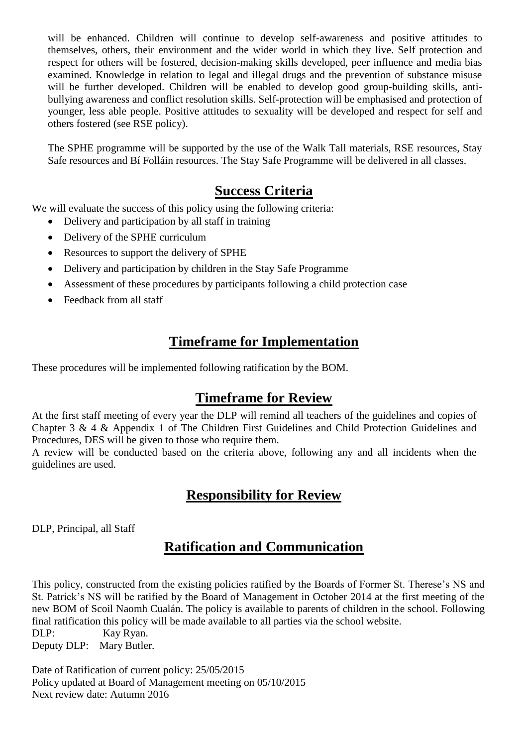will be enhanced. Children will continue to develop self-awareness and positive attitudes to themselves, others, their environment and the wider world in which they live. Self protection and respect for others will be fostered, decision-making skills developed, peer influence and media bias examined. Knowledge in relation to legal and illegal drugs and the prevention of substance misuse will be further developed. Children will be enabled to develop good group-building skills, anti-bullying awareness and conflict resolution skills. Self-protection will be emphasised and protection of younger, less able people. Positive attitudes to sexuality will be developed and respect for self and others fostered (see RSE policy).

The SPHE programme will be supported by the use of the Walk Tall materials, RSE resources, Stay Safe resources and Bí Folláin resources. The Stay Safe Programme will be delivered in all classes.

## Success Criteria

We will evaluate the success of this policy using the following criteria:

- Delivery and participation by all staff in training
- Delivery of the SPHE curriculum
- Resources to support the delivery of SPHE
- Delivery and participation by children in the Stay Safe Programme
- Assessment of these procedures by participants following a child protection case
- Feedback from all staff

## Timeframe for Implementation

These procedures will be implemented following ratification by the BOM.

## Timeframe for Review

At the first staff meeting of every year the DLP will remind all teachers of the guidelines and copies of Chapter 3 & 4 & Appendix 1 of The Children First Guidelines and Child Protection Guidelines and Procedures, DES will be given to those who require them.
A review will be conducted based on the criteria above, following any and all incidents when the guidelines are used.

## Responsibility for Review

DLP, Principal, all Staff

## Ratification and Communication

This policy, constructed from the existing policies ratified by the Boards of Former St. Therese's NS and St. Patrick's NS will be ratified by the Board of Management in October 2014 at the first meeting of the new BOM of Scoil Naomh Cualán. The policy is available to parents of children in the school. Following final ratification this policy will be made available to all parties via the school website.
DLP: Kay Ryan.
Deputy DLP: Mary Butler.

Date of Ratification of current policy: 25/05/2015
Policy updated at Board of Management meeting on 05/10/2015
Next review date: Autumn 2016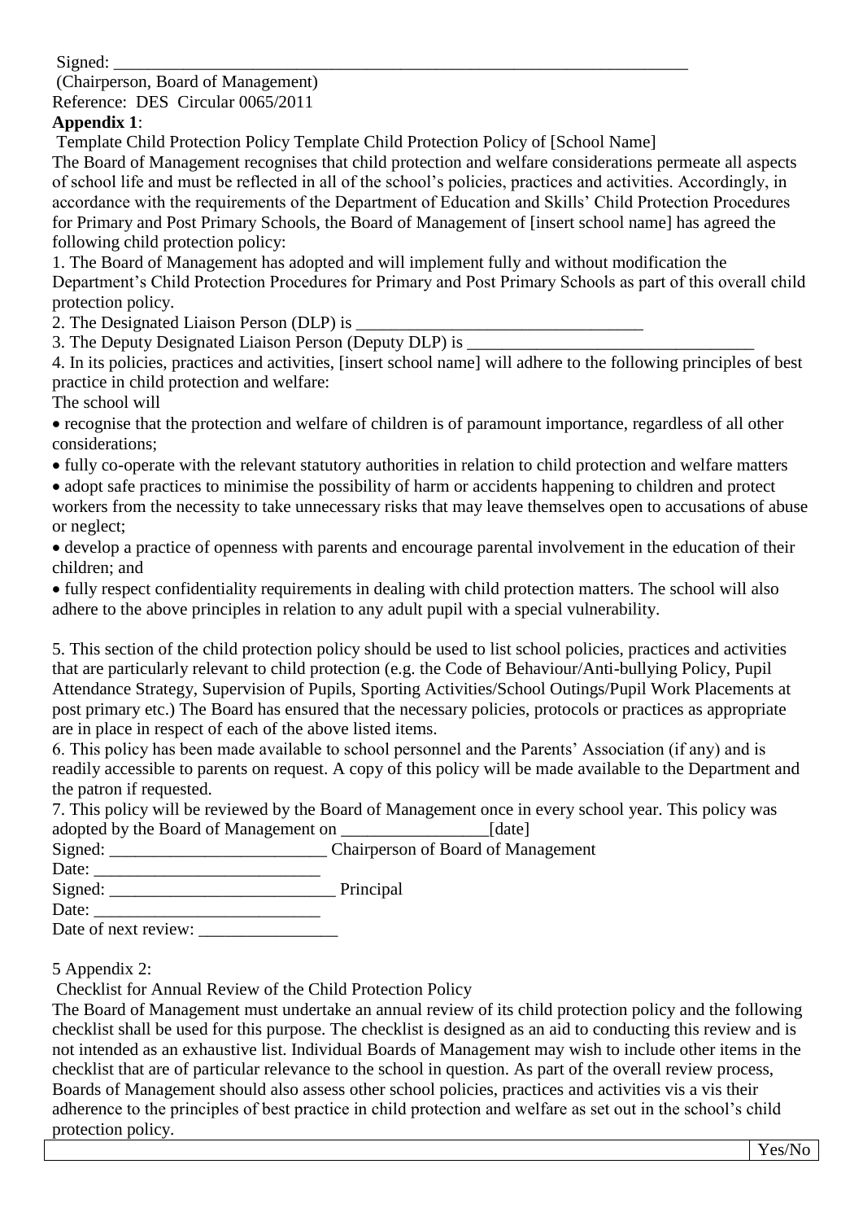Signed: ______________________________________________________________________

(Chairperson, Board of Management)

Reference: DES Circular 0065/2011

**Appendix 1**:

Template Child Protection Policy Template Child Protection Policy of [School Name]

The Board of Management recognises that child protection and welfare considerations permeate all aspects of school life and must be reflected in all of the school's policies, practices and activities. Accordingly, in accordance with the requirements of the Department of Education and Skills' Child Protection Procedures for Primary and Post Primary Schools, the Board of Management of [insert school name] has agreed the following child protection policy:

1. The Board of Management has adopted and will implement fully and without modification the Department's Child Protection Procedures for Primary and Post Primary Schools as part of this overall child protection policy.
2. The Designated Liaison Person (DLP) is __________________________________
3. The Deputy Designated Liaison Person (Deputy DLP) is __________________________________
4. In its policies, practices and activities, [insert school name] will adhere to the following principles of best practice in child protection and welfare:

The school will

- recognise that the protection and welfare of children is of paramount importance, regardless of all other considerations;
- fully co-operate with the relevant statutory authorities in relation to child protection and welfare matters
- adopt safe practices to minimise the possibility of harm or accidents happening to children and protect workers from the necessity to take unnecessary risks that may leave themselves open to accusations of abuse or neglect;
- develop a practice of openness with parents and encourage parental involvement in the education of their children; and
- fully respect confidentiality requirements in dealing with child protection matters. The school will also adhere to the above principles in relation to any adult pupil with a special vulnerability.

5. This section of the child protection policy should be used to list school policies, practices and activities that are particularly relevant to child protection (e.g. the Code of Behaviour/Anti-bullying Policy, Pupil Attendance Strategy, Supervision of Pupils, Sporting Activities/School Outings/Pupil Work Placements at post primary etc.) The Board has ensured that the necessary policies, protocols or practices as appropriate are in place in respect of each of the above listed items.
6. This policy has been made available to school personnel and the Parents' Association (if any) and is readily accessible to parents on request. A copy of this policy will be made available to the Department and the patron if requested.
7. This policy will be reviewed by the Board of Management once in every school year. This policy was adopted by the Board of Management on _________________[date]

Signed: _________________________ Chairperson of Board of Management

Date: __________________________

Signed: __________________________ Principal

Date: __________________________

Date of next review: ________________

5 Appendix 2:

Checklist for Annual Review of the Child Protection Policy

The Board of Management must undertake an annual review of its child protection policy and the following checklist shall be used for this purpose. The checklist is designed as an aid to conducting this review and is not intended as an exhaustive list. Individual Boards of Management may wish to include other items in the checklist that are of particular relevance to the school in question. As part of the overall review process, Boards of Management should also assess other school policies, practices and activities vis a vis their adherence to the principles of best practice in child protection and welfare as set out in the school's child protection policy.

| | Yes/No |
|---|---|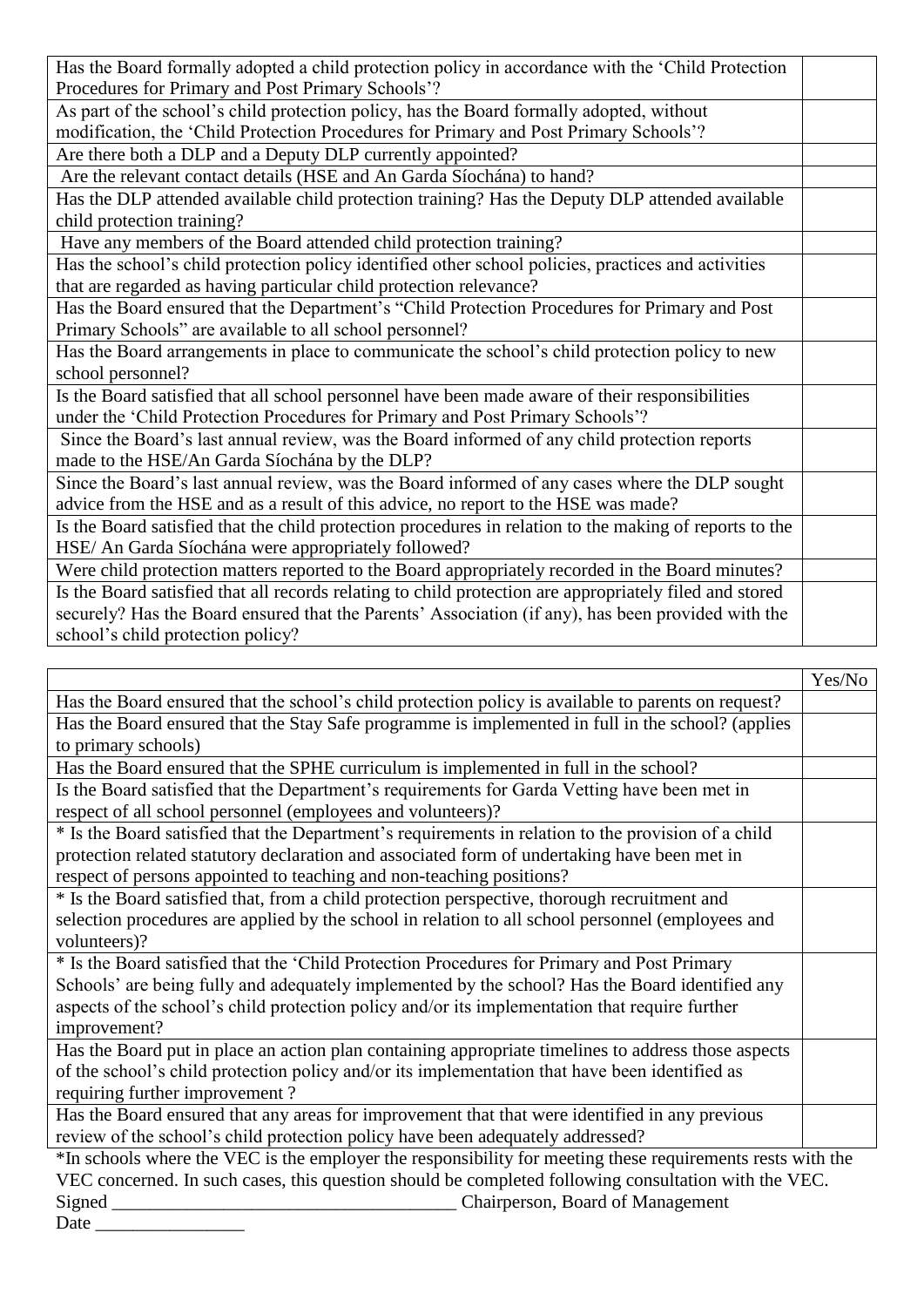| | |
|---|---|
| Has the Board formally adopted a child protection policy in accordance with the 'Child Protection Procedures for Primary and Post Primary Schools'? | |
| As part of the school's child protection policy, has the Board formally adopted, without modification, the 'Child Protection Procedures for Primary and Post Primary Schools'? | |
| Are there both a DLP and a Deputy DLP currently appointed? | |
| Are the relevant contact details (HSE and An Garda Síochána) to hand? | |
| Has the DLP attended available child protection training? Has the Deputy DLP attended available child protection training? | |
| Have any members of the Board attended child protection training? | |
| Has the school's child protection policy identified other school policies, practices and activities that are regarded as having particular child protection relevance? | |
| Has the Board ensured that the Department's "Child Protection Procedures for Primary and Post Primary Schools" are available to all school personnel? | |
| Has the Board arrangements in place to communicate the school's child protection policy to new school personnel? | |
| Is the Board satisfied that all school personnel have been made aware of their responsibilities under the 'Child Protection Procedures for Primary and Post Primary Schools'? | |
| Since the Board's last annual review, was the Board informed of any child protection reports made to the HSE/An Garda Síochána by the DLP? | |
| Since the Board's last annual review, was the Board informed of any cases where the DLP sought advice from the HSE and as a result of this advice, no report to the HSE was made? | |
| Is the Board satisfied that the child protection procedures in relation to the making of reports to the HSE/ An Garda Síochána were appropriately followed? | |
| Were child protection matters reported to the Board appropriately recorded in the Board minutes? | |
| Is the Board satisfied that all records relating to child protection are appropriately filed and stored securely? Has the Board ensured that the Parents' Association (if any), has been provided with the school's child protection policy? | |

| | Yes/No |
|---|---|
| Has the Board ensured that the school's child protection policy is available to parents on request? | |
| Has the Board ensured that the Stay Safe programme is implemented in full in the school? (applies to primary schools) | |
| Has the Board ensured that the SPHE curriculum is implemented in full in the school? | |
| Is the Board satisfied that the Department's requirements for Garda Vetting have been met in respect of all school personnel (employees and volunteers)? | |
| * Is the Board satisfied that the Department's requirements in relation to the provision of a child protection related statutory declaration and associated form of undertaking have been met in respect of persons appointed to teaching and non-teaching positions? | |
| * Is the Board satisfied that, from a child protection perspective, thorough recruitment and selection procedures are applied by the school in relation to all school personnel (employees and volunteers)? | |
| * Is the Board satisfied that the 'Child Protection Procedures for Primary and Post Primary Schools' are being fully and adequately implemented by the school? Has the Board identified any aspects of the school's child protection policy and/or its implementation that require further improvement? | |
| Has the Board put in place an action plan containing appropriate timelines to address those aspects of the school's child protection policy and/or its implementation that have been identified as requiring further improvement ? | |
| Has the Board ensured that any areas for improvement that that were identified in any previous review of the school's child protection policy have been adequately addressed? | |

*In schools where the VEC is the employer the responsibility for meeting these requirements rests with the VEC concerned. In such cases, this question should be completed following consultation with the VEC.

Signed _____________________________________ Chairperson, Board of Management

Date ________________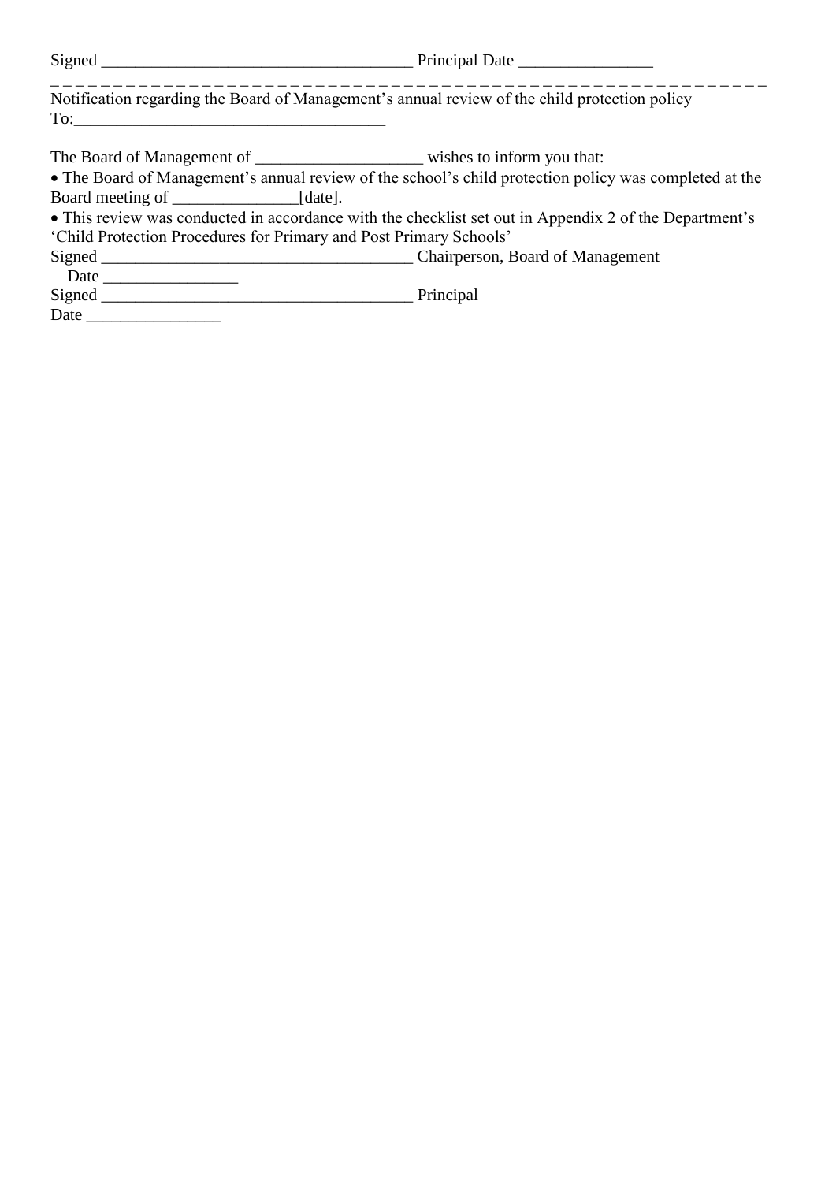Signed ____________________________________ Principal Date _______________

_ _ _ _ _ _ _ _ _ _ _ _ _ _ _ _ _ _ _ _ _ _ _ _ _ _ _ _ _ _ _ _ _ _ _ _ _ _ _ _ _ _ _ _ _ _ _ _ _ _ _ _ _ _ _ _ _ _ _ _

Notification regarding the Board of Management's annual review of the child protection policy

To:___________________________________

The Board of Management of ___________________ wishes to inform you that:

- The Board of Management's annual review of the school's child protection policy was completed at the Board meeting of ______________[date].
- This review was conducted in accordance with the checklist set out in Appendix 2 of the Department's 'Child Protection Procedures for Primary and Post Primary Schools'

Signed ____________________________________ Chairperson, Board of Management

Date _______________

Signed ____________________________________ Principal

Date _______________